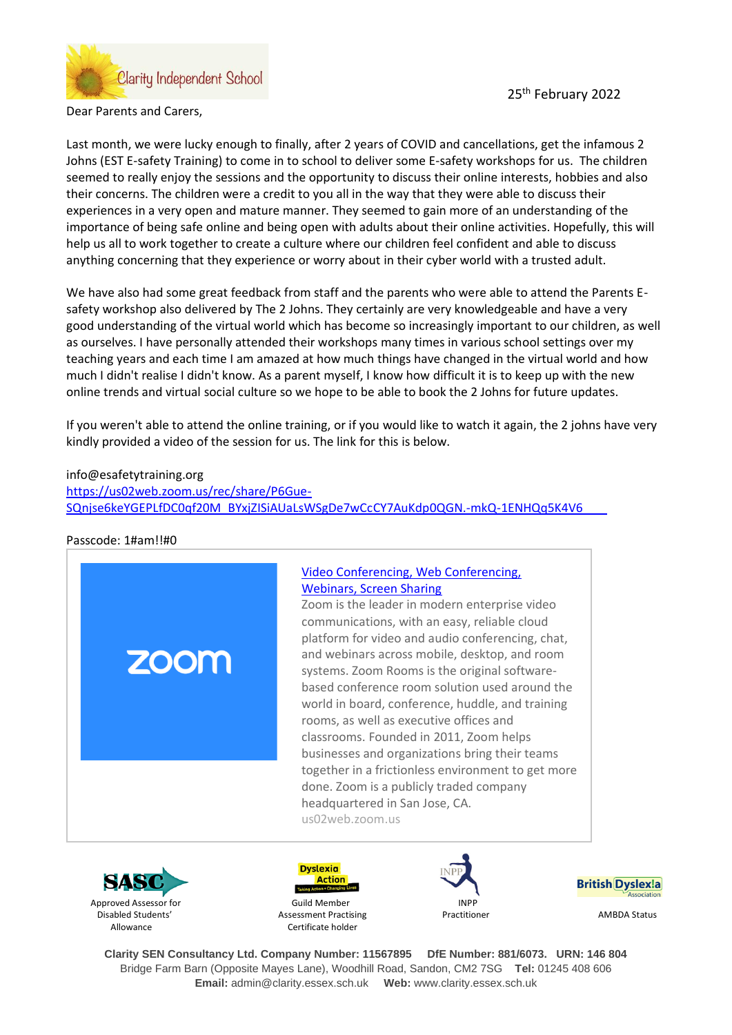Clarity Independent School

25th February 2022

Dear Parents and Carers,

Last month, we were lucky enough to finally, after 2 years of COVID and cancellations, get the infamous 2 Johns (EST E-safety Training) to come in to school to deliver some E-safety workshops for us. The children seemed to really enjoy the sessions and the opportunity to discuss their online interests, hobbies and also their concerns. The children were a credit to you all in the way that they were able to discuss their experiences in a very open and mature manner. They seemed to gain more of an understanding of the importance of being safe online and being open with adults about their online activities. Hopefully, this will help us all to work together to create a culture where our children feel confident and able to discuss anything concerning that they experience or worry about in their cyber world with a trusted adult.

We have also had some great feedback from staff and the parents who were able to attend the Parents E-safety workshop also delivered by The 2 Johns. They certainly are very knowledgeable and have a very good understanding of the virtual world which has become so increasingly important to our children, as well as ourselves. I have personally attended their workshops many times in various school settings over my teaching years and each time I am amazed at how much things have changed in the virtual world and how much I didn't realise I didn't know. As a parent myself, I know how difficult it is to keep up with the new online trends and virtual social culture so we hope to be able to book the 2 Johns for future updates.

If you weren't able to attend the online training, or if you would like to watch it again, the 2 johns have very kindly provided a video of the session for us. The link for this is below.

info@esafetytraining.org
https://us02web.zoom.us/rec/share/P6Gue-SQnjse6keYGEPLfDC0qf20M_BYxjZISiAUaLsWSgDe7wCcCY7AuKdp0QGN.-mkQ-1ENHQq5K4V6

Passcode: 1#am!!#0

zoom

Video Conferencing, Web Conferencing, Webinars, Screen Sharing

Zoom is the leader in modern enterprise video communications, with an easy, reliable cloud platform for video and audio conferencing, chat, and webinars across mobile, desktop, and room systems. Zoom Rooms is the original software-based conference room solution used around the world in board, conference, huddle, and training rooms, as well as executive offices and classrooms. Founded in 2011, Zoom helps businesses and organizations bring their teams together in a frictionless environment to get more done. Zoom is a publicly traded company headquartered in San Jose, CA.

us02web.zoom.us

SASC — Approved Assessor for Disabled Students' Allowance

Dyslexia Action — Guild Member Assessment Practising Certificate holder

INPP — INPP Practitioner

British Dyslexia Association — AMBDA Status

**Clarity SEN Consultancy Ltd. Company Number: 11567895 DfE Number: 881/6073. URN: 146 804**
Bridge Farm Barn (Opposite Mayes Lane), Woodhill Road, Sandon, CM2 7SG **Tel:** 01245 408 606
**Email:** admin@clarity.essex.sch.uk **Web:** www.clarity.essex.sch.uk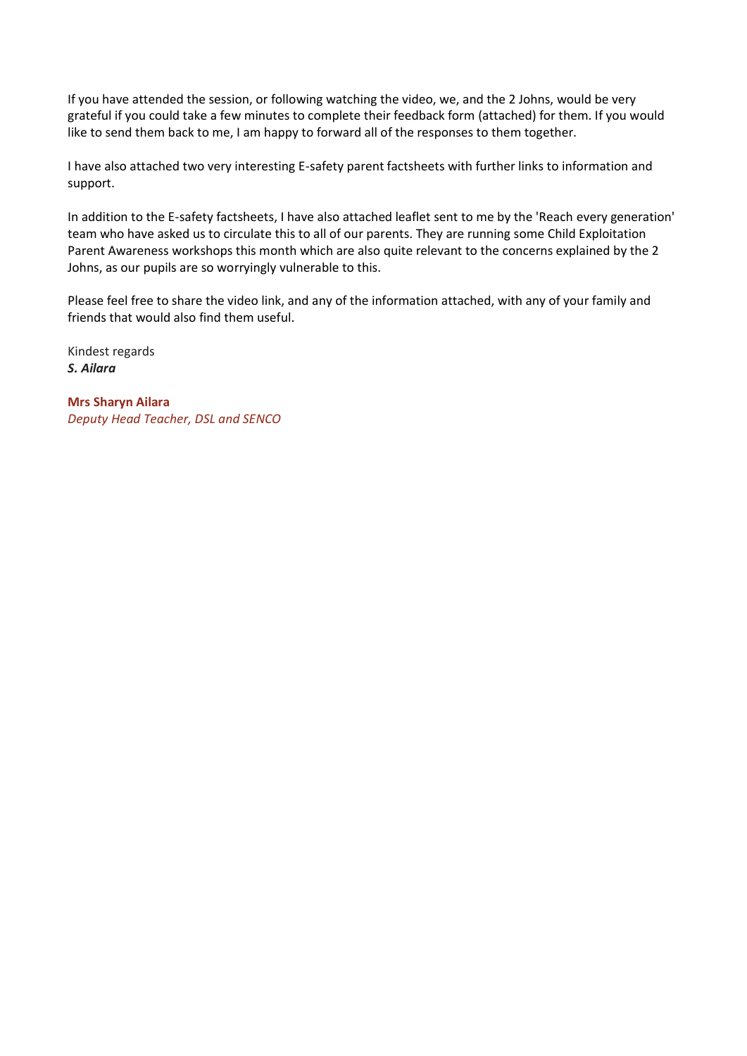If you have attended the session, or following watching the video, we, and the 2 Johns, would be very grateful if you could take a few minutes to complete their feedback form (attached) for them. If you would like to send them back to me, I am happy to forward all of the responses to them together.

I have also attached two very interesting E-safety parent factsheets with further links to information and support.

In addition to the E-safety factsheets, I have also attached leaflet sent to me by the 'Reach every generation' team who have asked us to circulate this to all of our parents. They are running some Child Exploitation Parent Awareness workshops this month which are also quite relevant to the concerns explained by the 2 Johns, as our pupils are so worryingly vulnerable to this.

Please feel free to share the video link, and any of the information attached, with any of your family and friends that would also find them useful.

Kindest regards
***S. Ailara***

**Mrs Sharyn Ailara**
*Deputy Head Teacher, DSL and SENCO*